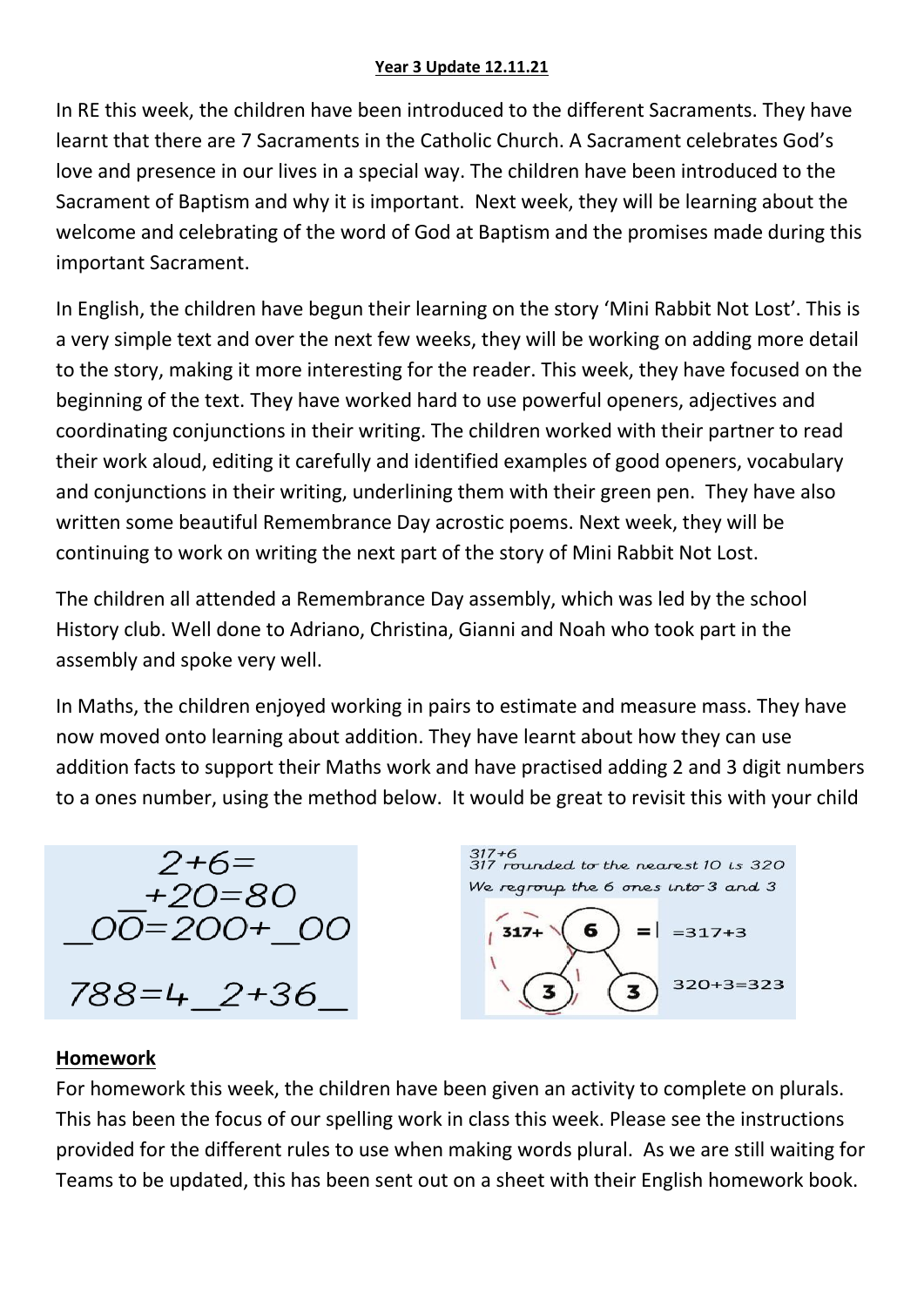**Year 3 Update 12.11.21**

In RE this week, the children have been introduced to the different Sacraments. They have learnt that there are 7 Sacraments in the Catholic Church. A Sacrament celebrates God's love and presence in our lives in a special way. The children have been introduced to the Sacrament of Baptism and why it is important. Next week, they will be learning about the welcome and celebrating of the word of God at Baptism and the promises made during this important Sacrament.

In English, the children have begun their learning on the story 'Mini Rabbit Not Lost'. This is a very simple text and over the next few weeks, they will be working on adding more detail to the story, making it more interesting for the reader. This week, they have focused on the beginning of the text. They have worked hard to use powerful openers, adjectives and coordinating conjunctions in their writing. The children worked with their partner to read their work aloud, editing it carefully and identified examples of good openers, vocabulary and conjunctions in their writing, underlining them with their green pen. They have also written some beautiful Remembrance Day acrostic poems. Next week, they will be continuing to work on writing the next part of the story of Mini Rabbit Not Lost.

The children all attended a Remembrance Day assembly, which was led by the school History club. Well done to Adriano, Christina, Gianni and Noah who took part in the assembly and spoke very well.

In Maths, the children enjoyed working in pairs to estimate and measure mass. They have now moved onto learning about addition. They have learnt about how they can use addition facts to support their Maths work and have practised adding 2 and 3 digit numbers to a ones number, using the method below. It would be great to revisit this with your child

2+6=
_+20=80
_00=200+_00

788=4_2+36_

317+6
317 rounded to the nearest 10 is 320
We regroup the 6 ones into 3 and 3

317+ 6 = =317+3

3 3

320+3=323

**Homework**

For homework this week, the children have been given an activity to complete on plurals. This has been the focus of our spelling work in class this week. Please see the instructions provided for the different rules to use when making words plural. As we are still waiting for Teams to be updated, this has been sent out on a sheet with their English homework book.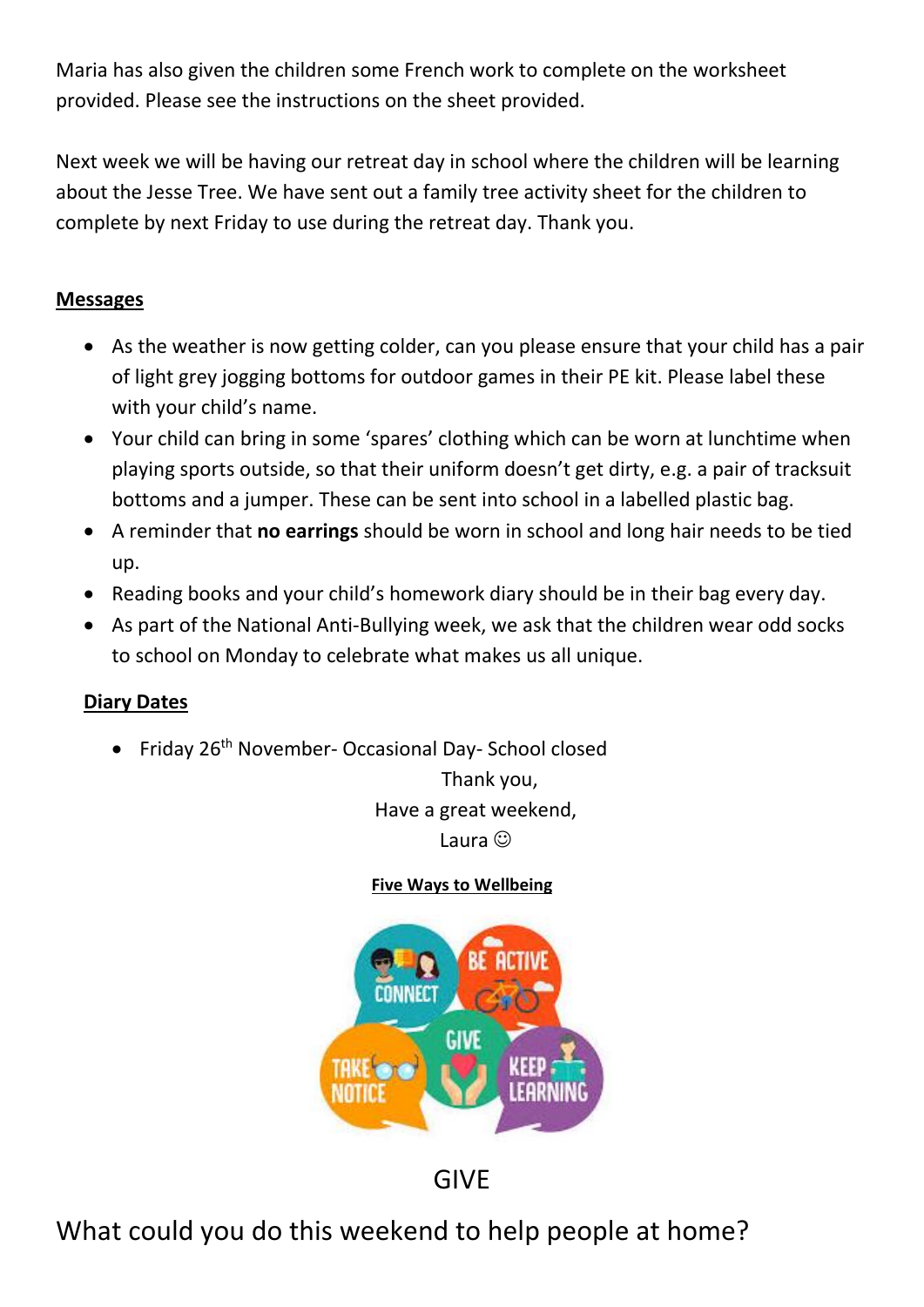Maria has also given the children some French work to complete on the worksheet provided. Please see the instructions on the sheet provided.

Next week we will be having our retreat day in school where the children will be learning about the Jesse Tree. We have sent out a family tree activity sheet for the children to complete by next Friday to use during the retreat day. Thank you.

## Messages

- As the weather is now getting colder, can you please ensure that your child has a pair of light grey jogging bottoms for outdoor games in their PE kit. Please label these with your child's name.
- Your child can bring in some 'spares' clothing which can be worn at lunchtime when playing sports outside, so that their uniform doesn't get dirty, e.g. a pair of tracksuit bottoms and a jumper. These can be sent into school in a labelled plastic bag.
- A reminder that **no earrings** should be worn in school and long hair needs to be tied up.
- Reading books and your child's homework diary should be in their bag every day.
- As part of the National Anti-Bullying week, we ask that the children wear odd socks to school on Monday to celebrate what makes us all unique.

## Diary Dates

- Friday 26th November- Occasional Day- School closed

Thank you,

Have a great weekend,

Laura ☺

**Five Ways to Wellbeing**

CONNECT
BE ACTIVE
GIVE
TAKE NOTICE
KEEP LEARNING

GIVE

What could you do this weekend to help people at home?